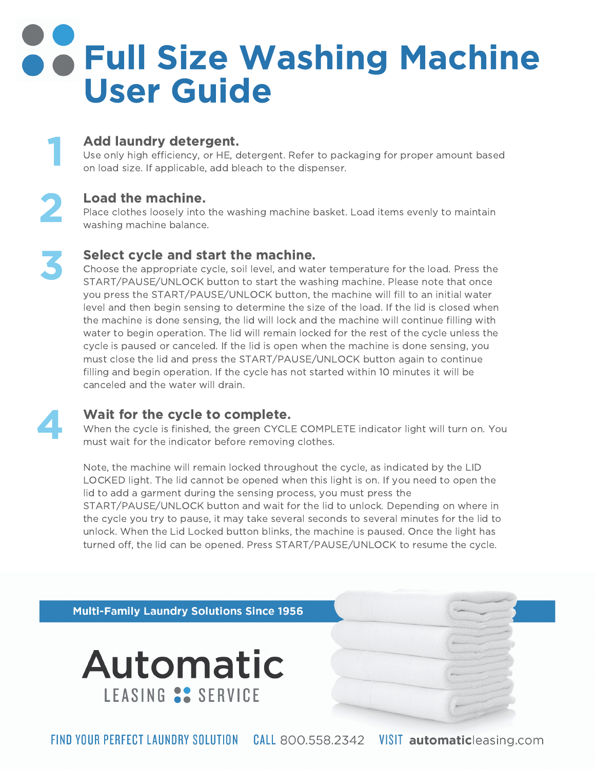# Full Size Washing Machine User Guide

## 1. Add laundry detergent.

Use only high efficiency, or HE, detergent. Refer to packaging for proper amount based on load size. If applicable, add bleach to the dispenser.

## 2. Load the machine.

Place clothes loosely into the washing machine basket. Load items evenly to maintain washing machine balance.

## 3. Select cycle and start the machine.

Choose the appropriate cycle, soil level, and water temperature for the load. Press the START/PAUSE/UNLOCK button to start the washing machine. Please note that once you press the START/PAUSE/UNLOCK button, the machine will fill to an initial water level and then begin sensing to determine the size of the load. If the lid is closed when the machine is done sensing, the lid will lock and the machine will continue filling with water to begin operation. The lid will remain locked for the rest of the cycle unless the cycle is paused or canceled. If the lid is open when the machine is done sensing, you must close the lid and press the START/PAUSE/UNLOCK button again to continue filling and begin operation. If the cycle has not started within 10 minutes it will be canceled and the water will drain.

## 4. Wait for the cycle to complete.

When the cycle is finished, the green CYCLE COMPLETE indicator light will turn on. You must wait for the indicator before removing clothes.

Note, the machine will remain locked throughout the cycle, as indicated by the LID LOCKED light. The lid cannot be opened when this light is on. If you need to open the lid to add a garment during the sensing process, you must press the START/PAUSE/UNLOCK button and wait for the lid to unlock. Depending on where in the cycle you try to pause, it may take several seconds to several minutes for the lid to unlock. When the Lid Locked button blinks, the machine is paused. Once the light has turned off, the lid can be opened. Press START/PAUSE/UNLOCK to resume the cycle.

**Multi-Family Laundry Solutions Since 1956**

**Automatic**
LEASING SERVICE

FIND YOUR PERFECT LAUNDRY SOLUTION CALL 800.558.2342 VISIT **automatic**leasing.com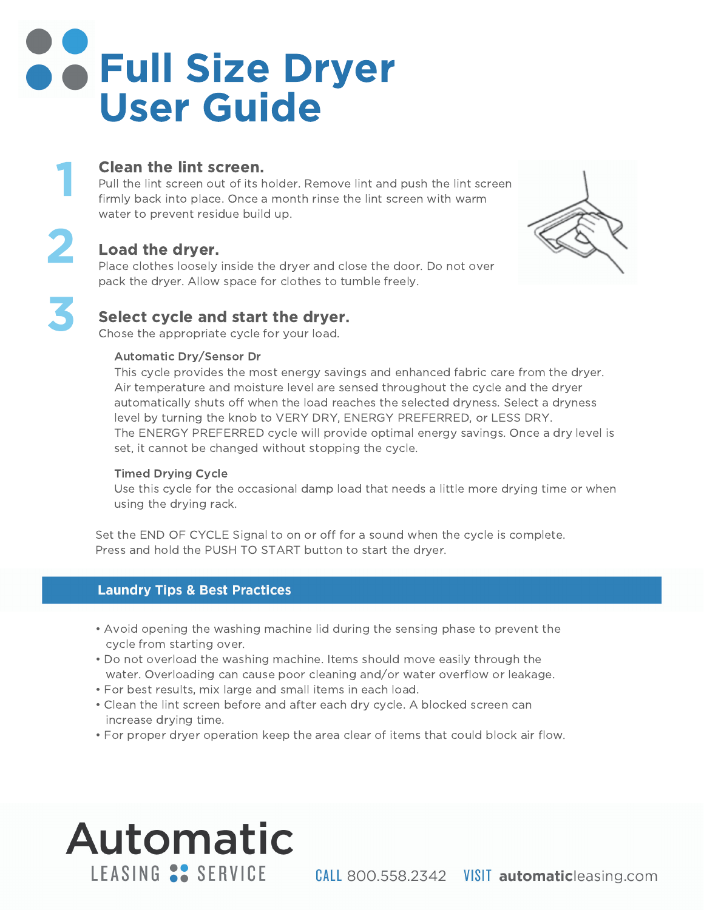# Full Size Dryer User Guide

## 1 Clean the lint screen.

Pull the lint screen out of its holder. Remove lint and push the lint screen firmly back into place. Once a month rinse the lint screen with warm water to prevent residue build up.

## 2 Load the dryer.

Place clothes loosely inside the dryer and close the door. Do not over pack the dryer. Allow space for clothes to tumble freely.

## 3 Select cycle and start the dryer.

Chose the appropriate cycle for your load.

### Automatic Dry/Sensor Dr

This cycle provides the most energy savings and enhanced fabric care from the dryer. Air temperature and moisture level are sensed throughout the cycle and the dryer automatically shuts off when the load reaches the selected dryness. Select a dryness level by turning the knob to VERY DRY, ENERGY PREFERRED, or LESS DRY. The ENERGY PREFERRED cycle will provide optimal energy savings. Once a dry level is set, it cannot be changed without stopping the cycle.

### Timed Drying Cycle

Use this cycle for the occasional damp load that needs a little more drying time or when using the drying rack.

Set the END OF CYCLE Signal to on or off for a sound when the cycle is complete. Press and hold the PUSH TO START button to start the dryer.

## Laundry Tips & Best Practices

- Avoid opening the washing machine lid during the sensing phase to prevent the cycle from starting over.
- Do not overload the washing machine. Items should move easily through the water. Overloading can cause poor cleaning and/or water overflow or leakage.
- For best results, mix large and small items in each load.
- Clean the lint screen before and after each dry cycle. A blocked screen can increase drying time.
- For proper dryer operation keep the area clear of items that could block air flow.

Automatic LEASING SERVICE

CALL 800.558.2342 VISIT automaticleasing.com